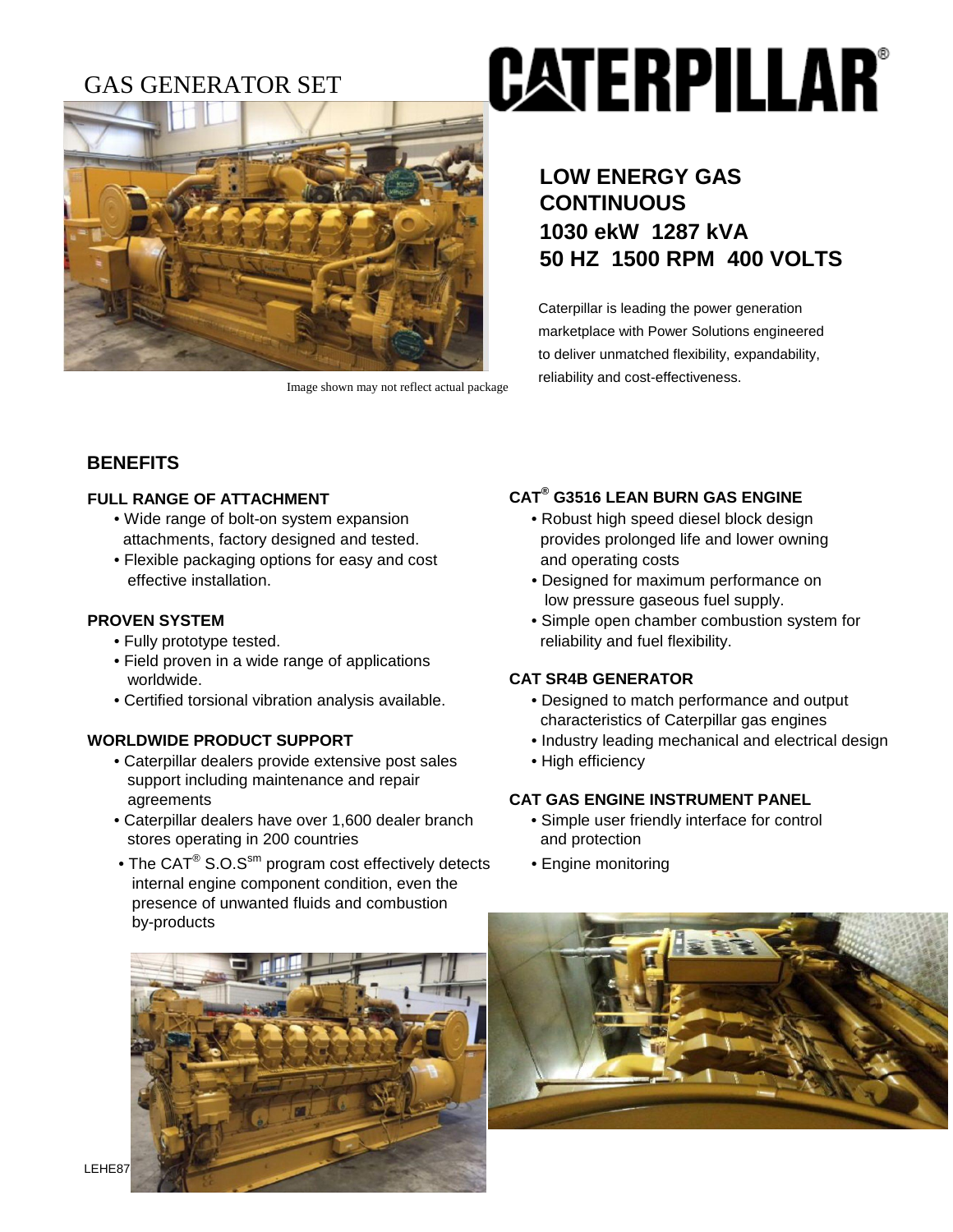# GAS GENERATOR SET

# CATERPILLAR®

Image shown may not reflect actual package

## LOW ENERGY GAS CONTINUOUS

## 1030 ekW 1287 kVA

## 50 HZ 1500 RPM 400 VOLTS

Caterpillar is leading the power generation marketplace with Power Solutions engineered to deliver unmatched flexibility, expandability, reliability and cost-effectiveness.

## BENEFITS

### FULL RANGE OF ATTACHMENT

- Wide range of bolt-on system expansion attachments, factory designed and tested.
- Flexible packaging options for easy and cost effective installation.

### PROVEN SYSTEM

- Fully prototype tested.
- Field proven in a wide range of applications worldwide.
- Certified torsional vibration analysis available.

### WORLDWIDE PRODUCT SUPPORT

- Caterpillar dealers provide extensive post sales support including maintenance and repair agreements
- Caterpillar dealers have over 1,600 dealer branch stores operating in 200 countries
- The CAT® S.O.S℠ program cost effectively detects internal engine component condition, even the presence of unwanted fluids and combustion by-products

### CAT® G3516 LEAN BURN GAS ENGINE

- Robust high speed diesel block design provides prolonged life and lower owning and operating costs
- Designed for maximum performance on low pressure gaseous fuel supply.
- Simple open chamber combustion system for reliability and fuel flexibility.

### CAT SR4B GENERATOR

- Designed to match performance and output characteristics of Caterpillar gas engines
- Industry leading mechanical and electrical design
- High efficiency

### CAT GAS ENGINE INSTRUMENT PANEL

- Simple user friendly interface for control and protection
- Engine monitoring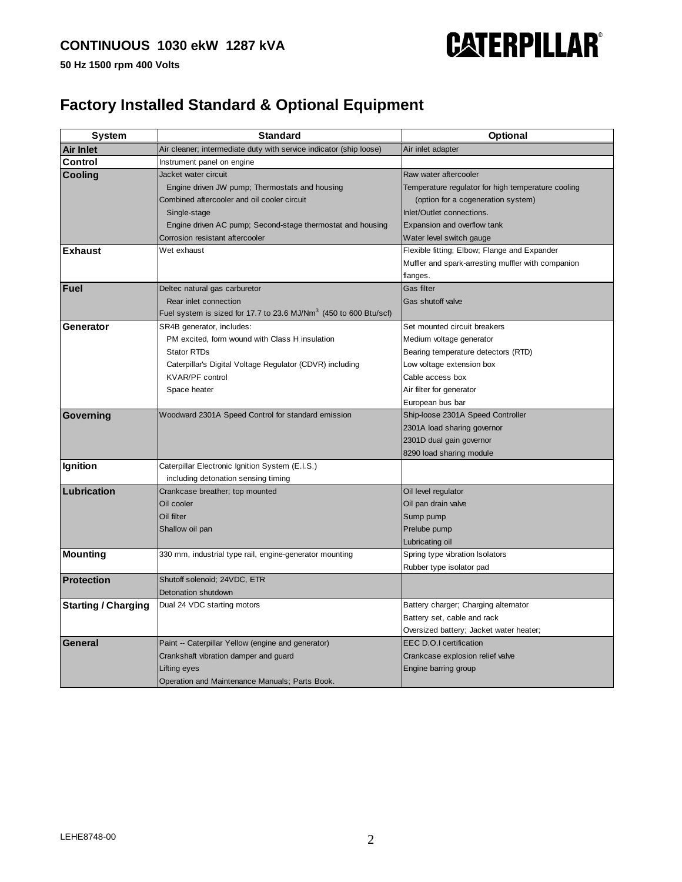**CONTINUOUS 1030 ekW 1287 kVA**

**50 Hz 1500 rpm 400 Volts**

## Factory Installed Standard & Optional Equipment

| System | Standard | Optional |
|---|---|---|
| **Air Inlet** | Air cleaner; intermediate duty with service indicator (ship loose) | Air inlet adapter |
| **Control** | Instrument panel on engine | |
| **Cooling** | Jacket water circuit<br>Engine driven JW pump; Thermostats and housing<br>Combined aftercooler and oil cooler circuit<br>Single-stage<br>Engine driven AC pump; Second-stage thermostat and housing<br>Corrosion resistant aftercooler | Raw water aftercooler<br>Temperature regulator for high temperature cooling<br>(option for a cogeneration system)<br>Inlet/Outlet connections.<br>Expansion and overflow tank<br>Water level switch gauge |
| **Exhaust** | Wet exhaust | Flexible fitting; Elbow; Flange and Expander<br>Muffler and spark-arresting muffler with companion flanges. |
| **Fuel** | Deltec natural gas carburetor<br>Rear inlet connection<br>Fuel system is sized for 17.7 to 23.6 MJ/Nm$^3$ (450 to 600 Btu/scf) | Gas filter<br>Gas shutoff valve |
| **Generator** | SR4B generator, includes:<br>PM excited, form wound with Class H insulation<br>Stator RTDs<br>Caterpillar's Digital Voltage Regulator (CDVR) including<br>KVAR/PF control<br>Space heater | Set mounted circuit breakers<br>Medium voltage generator<br>Bearing temperature detectors (RTD)<br>Low voltage extension box<br>Cable access box<br>Air filter for generator<br>European bus bar |
| **Governing** | Woodward 2301A Speed Control for standard emission | Ship-loose 2301A Speed Controller<br>2301A load sharing governor<br>2301D dual gain governor<br>8290 load sharing module |
| **Ignition** | Caterpillar Electronic Ignition System (E.I.S.)<br>including detonation sensing timing | |
| **Lubrication** | Crankcase breather; top mounted<br>Oil cooler<br>Oil filter<br>Shallow oil pan | Oil level regulator<br>Oil pan drain valve<br>Sump pump<br>Prelube pump<br>Lubricating oil |
| **Mounting** | 330 mm, industrial type rail, engine-generator mounting | Spring type vibration Isolators<br>Rubber type isolator pad |
| **Protection** | Shutoff solenoid; 24VDC, ETR<br>Detonation shutdown | |
| **Starting / Charging** | Dual 24 VDC starting motors | Battery charger; Charging alternator<br>Battery set, cable and rack<br>Oversized battery; Jacket water heater; |
| **General** | Paint -- Caterpillar Yellow (engine and generator)<br>Crankshaft vibration damper and guard<br>Lifting eyes<br>Operation and Maintenance Manuals; Parts Book. | EEC D.O.I certification<br>Crankcase explosion relief valve<br>Engine barring group |

LEHE8748-00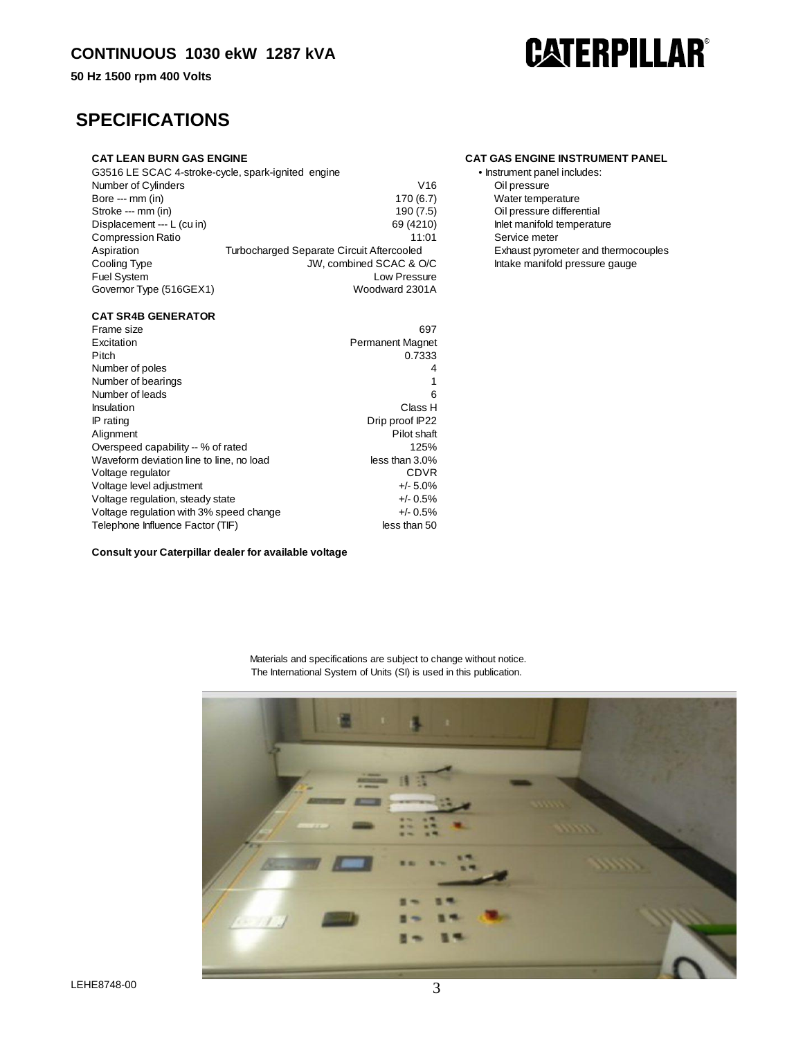## CONTINUOUS 1030 ekW 1287 kVA

**50 Hz 1500 rpm 400 Volts**

# SPECIFICATIONS

### CAT LEAN BURN GAS ENGINE

G3516 LE SCAC 4-stroke-cycle, spark-ignited engine

| | |
|---|---|
| Number of Cylinders | V16 |
| Bore --- mm (in) | 170 (6.7) |
| Stroke --- mm (in) | 190 (7.5) |
| Displacement --- L (cu in) | 69 (4210) |
| Compression Ratio | 11:01 |
| Aspiration | Turbocharged Separate Circuit Aftercooled |
| Cooling Type | JW, combined SCAC & O/C |
| Fuel System | Low Pressure |
| Governor Type (516GEX1) | Woodward 2301A |

### CAT SR4B GENERATOR

| | |
|---|---|
| Frame size | 697 |
| Excitation | Permanent Magnet |
| Pitch | 0.7333 |
| Number of poles | 4 |
| Number of bearings | 1 |
| Number of leads | 6 |
| Insulation | Class H |
| IP rating | Drip proof IP22 |
| Alignment | Pilot shaft |
| Overspeed capability -- % of rated | 125% |
| Waveform deviation line to line, no load | less than 3.0% |
| Voltage regulator | CDVR |
| Voltage level adjustment | +/- 5.0% |
| Voltage regulation, steady state | +/- 0.5% |
| Voltage regulation with 3% speed change | +/- 0.5% |
| Telephone Influence Factor (TIF) | less than 50 |

**Consult your Caterpillar dealer for available voltage**

### CAT GAS ENGINE INSTRUMENT PANEL

- Instrument panel includes:
  - Oil pressure
  - Water temperature
  - Oil pressure differential
  - Inlet manifold temperature
  - Service meter
  - Exhaust pyrometer and thermocouples
  - Intake manifold pressure gauge

Materials and specifications are subject to change without notice.
The International System of Units (SI) is used in this publication.

LEHE8748-00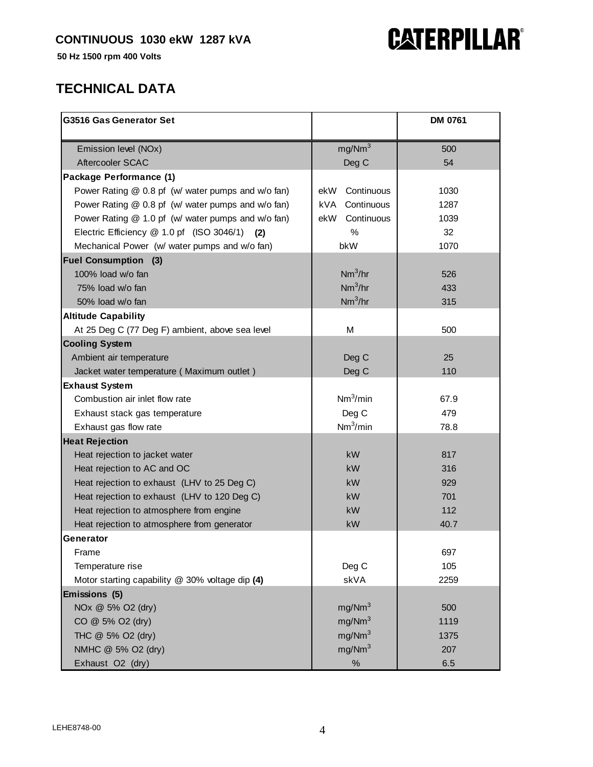**CONTINUOUS 1030 ekW 1287 kVA**

**50 Hz 1500 rpm 400 Volts**

CATERPILLAR®

# TECHNICAL DATA

| G3516 Gas Generator Set | | DM 0761 |
|---|---|---|
| Emission level (NOx) | mg/Nm$^3$ | 500 |
| Aftercooler SCAC | Deg C | 54 |
| **Package Performance (1)** | | |
| Power Rating @ 0.8 pf (w/ water pumps and w/o fan) | ekW Continuous | 1030 |
| Power Rating @ 0.8 pf (w/ water pumps and w/o fan) | kVA Continuous | 1287 |
| Power Rating @ 1.0 pf (w/ water pumps and w/o fan) | ekW Continuous | 1039 |
| Electric Efficiency @ 1.0 pf (ISO 3046/1) **(2)** | % | 32 |
| Mechanical Power (w/ water pumps and w/o fan) | bkW | 1070 |
| **Fuel Consumption (3)** | | |
| 100% load w/o fan | Nm$^3$/hr | 526 |
| 75% load w/o fan | Nm$^3$/hr | 433 |
| 50% load w/o fan | Nm$^3$/hr | 315 |
| **Altitude Capability** | | |
| At 25 Deg C (77 Deg F) ambient, above sea level | M | 500 |
| **Cooling System** | | |
| Ambient air temperature | Deg C | 25 |
| Jacket water temperature ( Maximum outlet ) | Deg C | 110 |
| **Exhaust System** | | |
| Combustion air inlet flow rate | Nm$^3$/min | 67.9 |
| Exhaust stack gas temperature | Deg C | 479 |
| Exhaust gas flow rate | Nm$^3$/min | 78.8 |
| **Heat Rejection** | | |
| Heat rejection to jacket water | kW | 817 |
| Heat rejection to AC and OC | kW | 316 |
| Heat rejection to exhaust (LHV to 25 Deg C) | kW | 929 |
| Heat rejection to exhaust (LHV to 120 Deg C) | kW | 701 |
| Heat rejection to atmosphere from engine | kW | 112 |
| Heat rejection to atmosphere from generator | kW | 40.7 |
| **Generator** | | |
| Frame | | 697 |
| Temperature rise | Deg C | 105 |
| Motor starting capability @ 30% voltage dip **(4)** | skVA | 2259 |
| **Emissions (5)** | | |
| NOx @ 5% O2 (dry) | mg/Nm$^3$ | 500 |
| CO @ 5% O2 (dry) | mg/Nm$^3$ | 1119 |
| THC @ 5% O2 (dry) | mg/Nm$^3$ | 1375 |
| NMHC @ 5% O2 (dry) | mg/Nm$^3$ | 207 |
| Exhaust O2 (dry) | % | 6.5 |

LEHE8748-00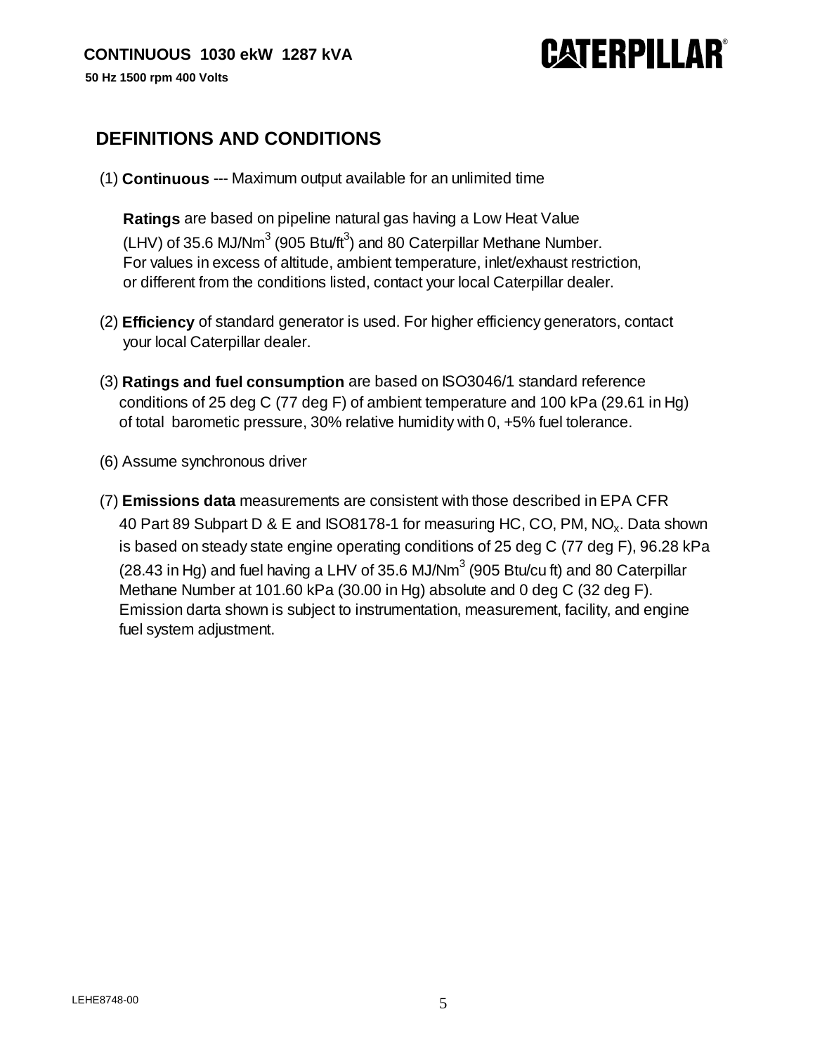**CONTINUOUS 1030 ekW 1287 kVA**

**50 Hz 1500 rpm 400 Volts**

## DEFINITIONS AND CONDITIONS

(1) **Continuous** --- Maximum output available for an unlimited time

**Ratings** are based on pipeline natural gas having a Low Heat Value (LHV) of 35.6 MJ/Nm$^3$ (905 Btu/ft$^3$) and 80 Caterpillar Methane Number. For values in excess of altitude, ambient temperature, inlet/exhaust restriction, or different from the conditions listed, contact your local Caterpillar dealer.

(2) **Efficiency** of standard generator is used. For higher efficiency generators, contact your local Caterpillar dealer.

(3) **Ratings and fuel consumption** are based on ISO3046/1 standard reference conditions of 25 deg C (77 deg F) of ambient temperature and 100 kPa (29.61 in Hg) of total barometic pressure, 30% relative humidity with 0, +5% fuel tolerance.

(6) Assume synchronous driver

(7) **Emissions data** measurements are consistent with those described in EPA CFR 40 Part 89 Subpart D & E and ISO8178-1 for measuring HC, CO, PM, $NO_x$. Data shown is based on steady state engine operating conditions of 25 deg C (77 deg F), 96.28 kPa (28.43 in Hg) and fuel having a LHV of 35.6 MJ/Nm$^3$ (905 Btu/cu ft) and 80 Caterpillar Methane Number at 101.60 kPa (30.00 in Hg) absolute and 0 deg C (32 deg F). Emission darta shown is subject to instrumentation, measurement, facility, and engine fuel system adjustment.

LEHE8748-00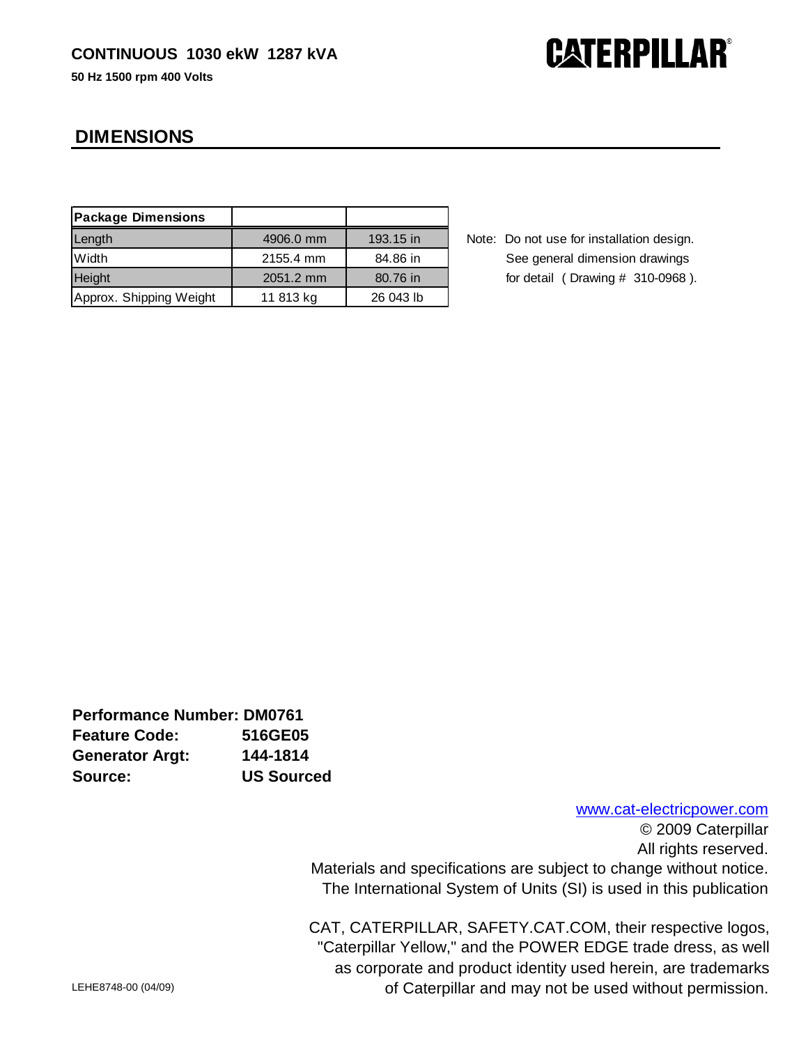CONTINUOUS 1030 ekW 1287 kVA

50 Hz 1500 rpm 400 Volts

CATERPILLAR®

## DIMENSIONS

| Package Dimensions | | |
|---|---|---|
| Length | 4906.0 mm | 193.15 in |
| Width | 2155.4 mm | 84.86 in |
| Height | 2051.2 mm | 80.76 in |
| Approx. Shipping Weight | 11 813 kg | 26 043 lb |

Note: Do not use for installation design. See general dimension drawings for detail ( Drawing # 310-0968 ).

**Performance Number: DM0761**
**Feature Code: 516GE05**
**Generator Argt: 144-1814**
**Source: US Sourced**

www.cat-electricpower.com

© 2009 Caterpillar
All rights reserved.

Materials and specifications are subject to change without notice.
The International System of Units (SI) is used in this publication

CAT, CATERPILLAR, SAFETY.CAT.COM, their respective logos, "Caterpillar Yellow," and the POWER EDGE trade dress, as well as corporate and product identity used herein, are trademarks of Caterpillar and may not be used without permission.

LEHE8748-00 (04/09)